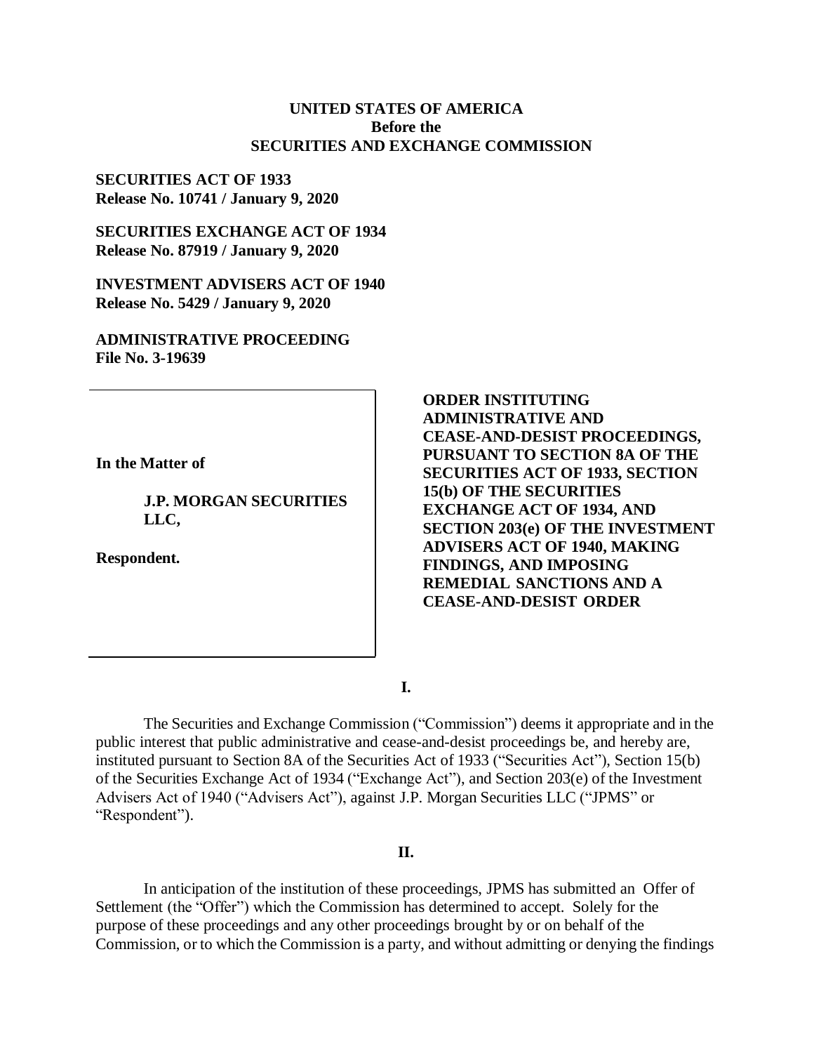**UNITED STATES OF AMERICA**
**Before the**
**SECURITIES AND EXCHANGE COMMISSION**

**SECURITIES ACT OF 1933**
**Release No. 10741 / January 9, 2020**

**SECURITIES EXCHANGE ACT OF 1934**
**Release No. 87919 / January 9, 2020**

**INVESTMENT ADVISERS ACT OF 1940**
**Release No. 5429 / January 9, 2020**

**ADMINISTRATIVE PROCEEDING**
**File No. 3-19639**

**In the Matter of**

**J.P. MORGAN SECURITIES LLC,**

**Respondent.**

**ORDER INSTITUTING ADMINISTRATIVE AND CEASE-AND-DESIST PROCEEDINGS, PURSUANT TO SECTION 8A OF THE SECURITIES ACT OF 1933, SECTION 15(b) OF THE SECURITIES EXCHANGE ACT OF 1934, AND SECTION 203(e) OF THE INVESTMENT ADVISERS ACT OF 1940, MAKING FINDINGS, AND IMPOSING REMEDIAL SANCTIONS AND A CEASE-AND-DESIST ORDER**

## I.

The Securities and Exchange Commission ("Commission") deems it appropriate and in the public interest that public administrative and cease-and-desist proceedings be, and hereby are, instituted pursuant to Section 8A of the Securities Act of 1933 ("Securities Act"), Section 15(b) of the Securities Exchange Act of 1934 ("Exchange Act"), and Section 203(e) of the Investment Advisers Act of 1940 ("Advisers Act"), against J.P. Morgan Securities LLC ("JPMS" or "Respondent").

## II.

In anticipation of the institution of these proceedings, JPMS has submitted an Offer of Settlement (the "Offer") which the Commission has determined to accept. Solely for the purpose of these proceedings and any other proceedings brought by or on behalf of the Commission, or to which the Commission is a party, and without admitting or denying the findings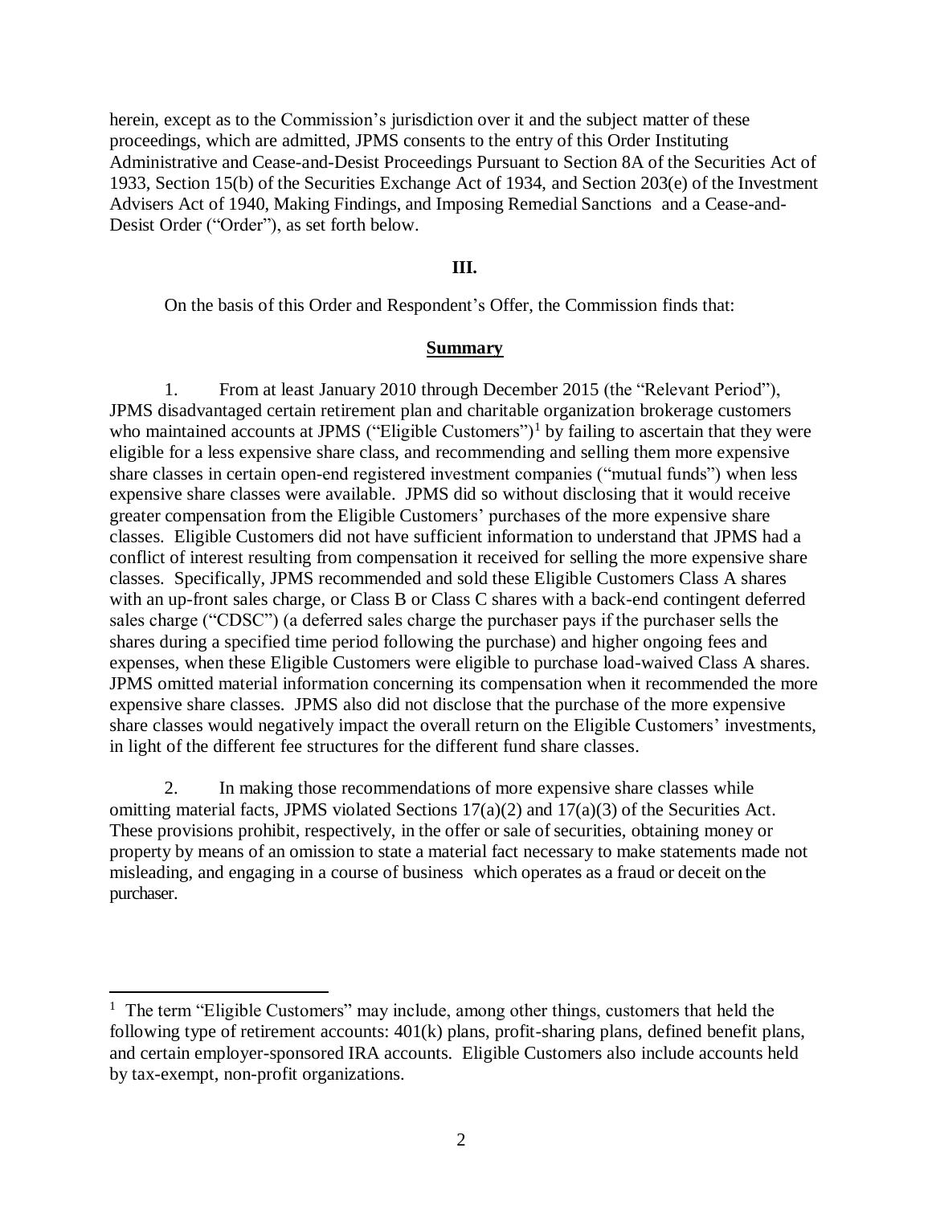herein, except as to the Commission's jurisdiction over it and the subject matter of these proceedings, which are admitted, JPMS consents to the entry of this Order Instituting Administrative and Cease-and-Desist Proceedings Pursuant to Section 8A of the Securities Act of 1933, Section 15(b) of the Securities Exchange Act of 1934, and Section 203(e) of the Investment Advisers Act of 1940, Making Findings, and Imposing Remedial Sanctions and a Cease-and-Desist Order ("Order"), as set forth below.

**III.**

On the basis of this Order and Respondent's Offer, the Commission finds that:

**Summary**

1. From at least January 2010 through December 2015 (the "Relevant Period"), JPMS disadvantaged certain retirement plan and charitable organization brokerage customers who maintained accounts at JPMS ("Eligible Customers")[1] by failing to ascertain that they were eligible for a less expensive share class, and recommending and selling them more expensive share classes in certain open-end registered investment companies ("mutual funds") when less expensive share classes were available. JPMS did so without disclosing that it would receive greater compensation from the Eligible Customers' purchases of the more expensive share classes. Eligible Customers did not have sufficient information to understand that JPMS had a conflict of interest resulting from compensation it received for selling the more expensive share classes. Specifically, JPMS recommended and sold these Eligible Customers Class A shares with an up-front sales charge, or Class B or Class C shares with a back-end contingent deferred sales charge ("CDSC") (a deferred sales charge the purchaser pays if the purchaser sells the shares during a specified time period following the purchase) and higher ongoing fees and expenses, when these Eligible Customers were eligible to purchase load-waived Class A shares. JPMS omitted material information concerning its compensation when it recommended the more expensive share classes. JPMS also did not disclose that the purchase of the more expensive share classes would negatively impact the overall return on the Eligible Customers' investments, in light of the different fee structures for the different fund share classes.

2. In making those recommendations of more expensive share classes while omitting material facts, JPMS violated Sections 17(a)(2) and 17(a)(3) of the Securities Act. These provisions prohibit, respectively, in the offer or sale of securities, obtaining money or property by means of an omission to state a material fact necessary to make statements made not misleading, and engaging in a course of business which operates as a fraud or deceit on the purchaser.

[1] The term "Eligible Customers" may include, among other things, customers that held the following type of retirement accounts: 401(k) plans, profit-sharing plans, defined benefit plans, and certain employer-sponsored IRA accounts. Eligible Customers also include accounts held by tax-exempt, non-profit organizations.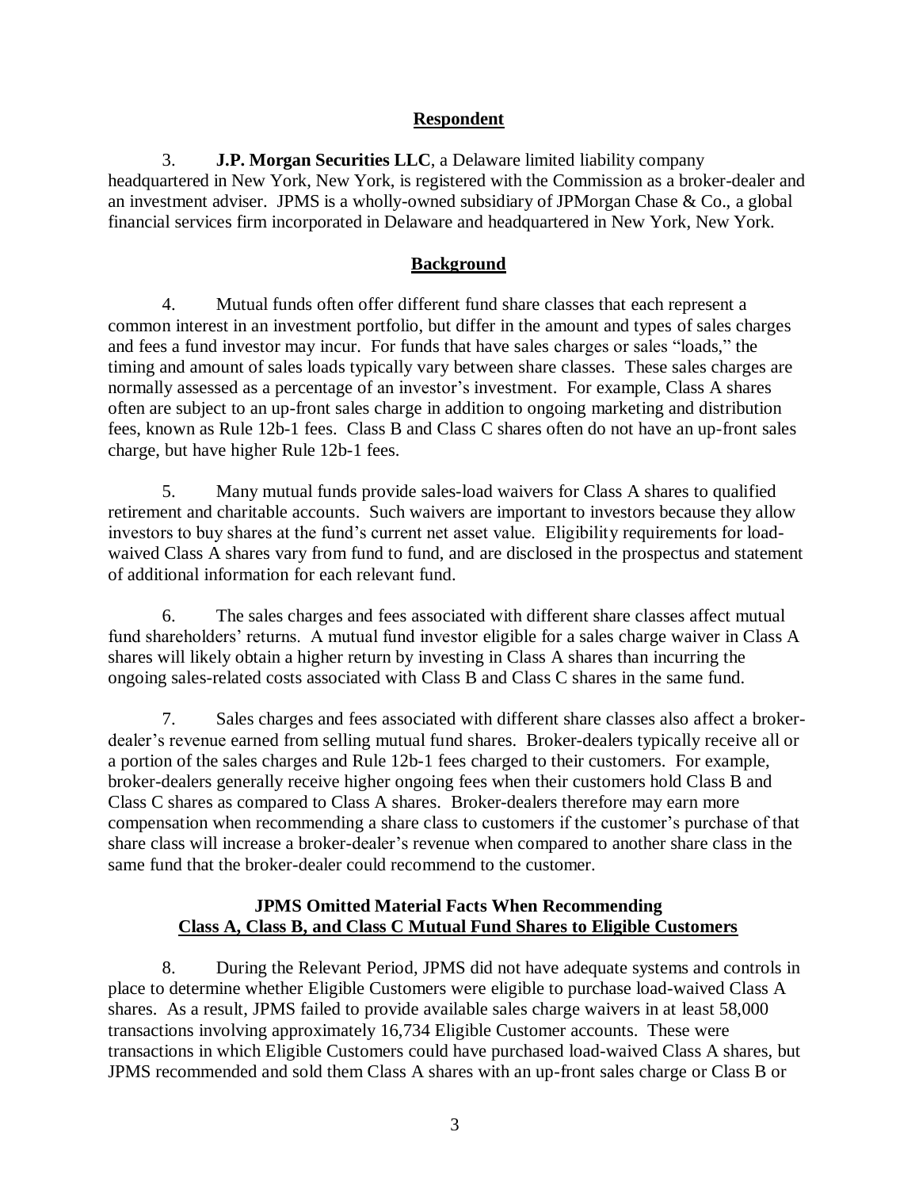## Respondent

3. **J.P. Morgan Securities LLC**, a Delaware limited liability company headquartered in New York, New York, is registered with the Commission as a broker-dealer and an investment adviser. JPMS is a wholly-owned subsidiary of JPMorgan Chase & Co., a global financial services firm incorporated in Delaware and headquartered in New York, New York.

## Background

4. Mutual funds often offer different fund share classes that each represent a common interest in an investment portfolio, but differ in the amount and types of sales charges and fees a fund investor may incur. For funds that have sales charges or sales "loads," the timing and amount of sales loads typically vary between share classes. These sales charges are normally assessed as a percentage of an investor's investment. For example, Class A shares often are subject to an up-front sales charge in addition to ongoing marketing and distribution fees, known as Rule 12b-1 fees. Class B and Class C shares often do not have an up-front sales charge, but have higher Rule 12b-1 fees.

5. Many mutual funds provide sales-load waivers for Class A shares to qualified retirement and charitable accounts. Such waivers are important to investors because they allow investors to buy shares at the fund's current net asset value. Eligibility requirements for load-waived Class A shares vary from fund to fund, and are disclosed in the prospectus and statement of additional information for each relevant fund.

6. The sales charges and fees associated with different share classes affect mutual fund shareholders' returns. A mutual fund investor eligible for a sales charge waiver in Class A shares will likely obtain a higher return by investing in Class A shares than incurring the ongoing sales-related costs associated with Class B and Class C shares in the same fund.

7. Sales charges and fees associated with different share classes also affect a broker-dealer's revenue earned from selling mutual fund shares. Broker-dealers typically receive all or a portion of the sales charges and Rule 12b-1 fees charged to their customers. For example, broker-dealers generally receive higher ongoing fees when their customers hold Class B and Class C shares as compared to Class A shares. Broker-dealers therefore may earn more compensation when recommending a share class to customers if the customer's purchase of that share class will increase a broker-dealer's revenue when compared to another share class in the same fund that the broker-dealer could recommend to the customer.

## JPMS Omitted Material Facts When Recommending Class A, Class B, and Class C Mutual Fund Shares to Eligible Customers

8. During the Relevant Period, JPMS did not have adequate systems and controls in place to determine whether Eligible Customers were eligible to purchase load-waived Class A shares. As a result, JPMS failed to provide available sales charge waivers in at least 58,000 transactions involving approximately 16,734 Eligible Customer accounts. These were transactions in which Eligible Customers could have purchased load-waived Class A shares, but JPMS recommended and sold them Class A shares with an up-front sales charge or Class B or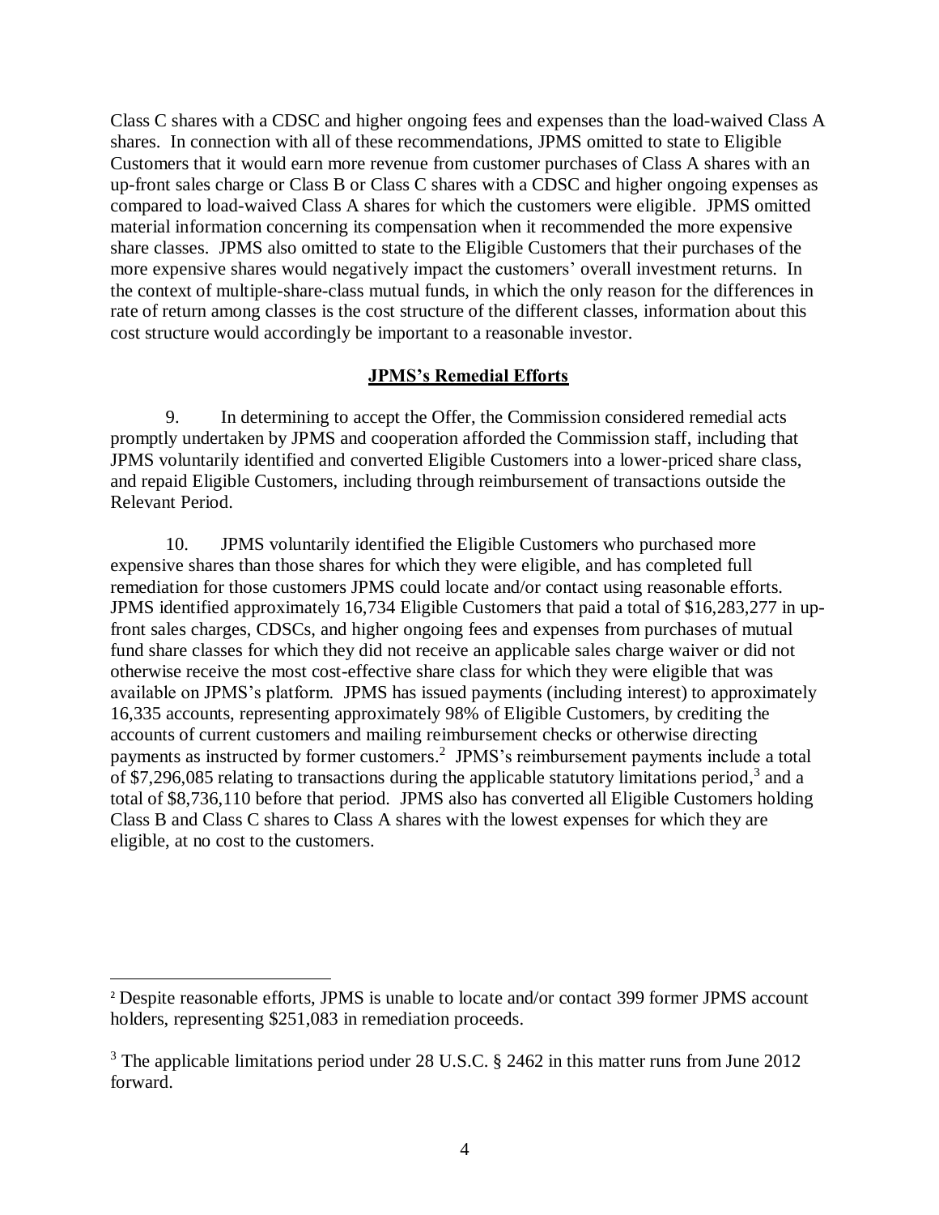Class C shares with a CDSC and higher ongoing fees and expenses than the load-waived Class A shares. In connection with all of these recommendations, JPMS omitted to state to Eligible Customers that it would earn more revenue from customer purchases of Class A shares with an up-front sales charge or Class B or Class C shares with a CDSC and higher ongoing expenses as compared to load-waived Class A shares for which the customers were eligible. JPMS omitted material information concerning its compensation when it recommended the more expensive share classes. JPMS also omitted to state to the Eligible Customers that their purchases of the more expensive shares would negatively impact the customers' overall investment returns. In the context of multiple-share-class mutual funds, in which the only reason for the differences in rate of return among classes is the cost structure of the different classes, information about this cost structure would accordingly be important to a reasonable investor.

## JPMS's Remedial Efforts

9. In determining to accept the Offer, the Commission considered remedial acts promptly undertaken by JPMS and cooperation afforded the Commission staff, including that JPMS voluntarily identified and converted Eligible Customers into a lower-priced share class, and repaid Eligible Customers, including through reimbursement of transactions outside the Relevant Period.

10. JPMS voluntarily identified the Eligible Customers who purchased more expensive shares than those shares for which they were eligible, and has completed full remediation for those customers JPMS could locate and/or contact using reasonable efforts. JPMS identified approximately 16,734 Eligible Customers that paid a total of $16,283,277 in up-front sales charges, CDSCs, and higher ongoing fees and expenses from purchases of mutual fund share classes for which they did not receive an applicable sales charge waiver or did not otherwise receive the most cost-effective share class for which they were eligible that was available on JPMS's platform. JPMS has issued payments (including interest) to approximately 16,335 accounts, representing approximately 98% of Eligible Customers, by crediting the accounts of current customers and mailing reimbursement checks or otherwise directing payments as instructed by former customers.[2] JPMS's reimbursement payments include a total of $7,296,085 relating to transactions during the applicable statutory limitations period,[3] and a total of $8,736,110 before that period. JPMS also has converted all Eligible Customers holding Class B and Class C shares to Class A shares with the lowest expenses for which they are eligible, at no cost to the customers.

---

[2] Despite reasonable efforts, JPMS is unable to locate and/or contact 399 former JPMS account holders, representing $251,083 in remediation proceeds.

[3] The applicable limitations period under 28 U.S.C. § 2462 in this matter runs from June 2012 forward.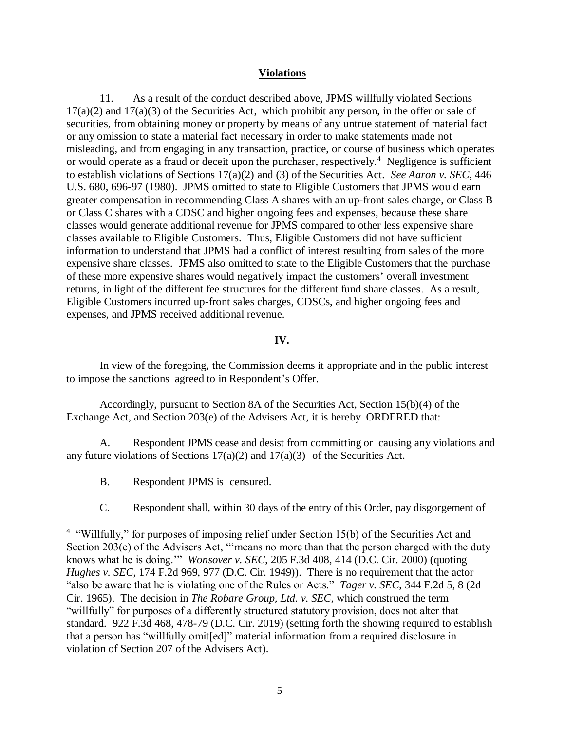**Violations**

11. As a result of the conduct described above, JPMS willfully violated Sections 17(a)(2) and 17(a)(3) of the Securities Act, which prohibit any person, in the offer or sale of securities, from obtaining money or property by means of any untrue statement of material fact or any omission to state a material fact necessary in order to make statements made not misleading, and from engaging in any transaction, practice, or course of business which operates or would operate as a fraud or deceit upon the purchaser, respectively.[4] Negligence is sufficient to establish violations of Sections 17(a)(2) and (3) of the Securities Act. *See Aaron v. SEC*, 446 U.S. 680, 696-97 (1980). JPMS omitted to state to Eligible Customers that JPMS would earn greater compensation in recommending Class A shares with an up-front sales charge, or Class B or Class C shares with a CDSC and higher ongoing fees and expenses, because these share classes would generate additional revenue for JPMS compared to other less expensive share classes available to Eligible Customers. Thus, Eligible Customers did not have sufficient information to understand that JPMS had a conflict of interest resulting from sales of the more expensive share classes. JPMS also omitted to state to the Eligible Customers that the purchase of these more expensive shares would negatively impact the customers' overall investment returns, in light of the different fee structures for the different fund share classes. As a result, Eligible Customers incurred up-front sales charges, CDSCs, and higher ongoing fees and expenses, and JPMS received additional revenue.

**IV.**

In view of the foregoing, the Commission deems it appropriate and in the public interest to impose the sanctions agreed to in Respondent's Offer.

Accordingly, pursuant to Section 8A of the Securities Act, Section 15(b)(4) of the Exchange Act, and Section 203(e) of the Advisers Act, it is hereby ORDERED that:

A. Respondent JPMS cease and desist from committing or causing any violations and any future violations of Sections 17(a)(2) and 17(a)(3) of the Securities Act.

B. Respondent JPMS is censured.

C. Respondent shall, within 30 days of the entry of this Order, pay disgorgement of

---

[4] "Willfully," for purposes of imposing relief under Section 15(b) of the Securities Act and Section 203(e) of the Advisers Act, "'means no more than that the person charged with the duty knows what he is doing.'" *Wonsover v. SEC*, 205 F.3d 408, 414 (D.C. Cir. 2000) (quoting *Hughes v. SEC*, 174 F.2d 969, 977 (D.C. Cir. 1949)). There is no requirement that the actor "also be aware that he is violating one of the Rules or Acts." *Tager v. SEC*, 344 F.2d 5, 8 (2d Cir. 1965). The decision in *The Robare Group, Ltd. v. SEC*, which construed the term "willfully" for purposes of a differently structured statutory provision, does not alter that standard. 922 F.3d 468, 478-79 (D.C. Cir. 2019) (setting forth the showing required to establish that a person has "willfully omit[ed]" material information from a required disclosure in violation of Section 207 of the Advisers Act).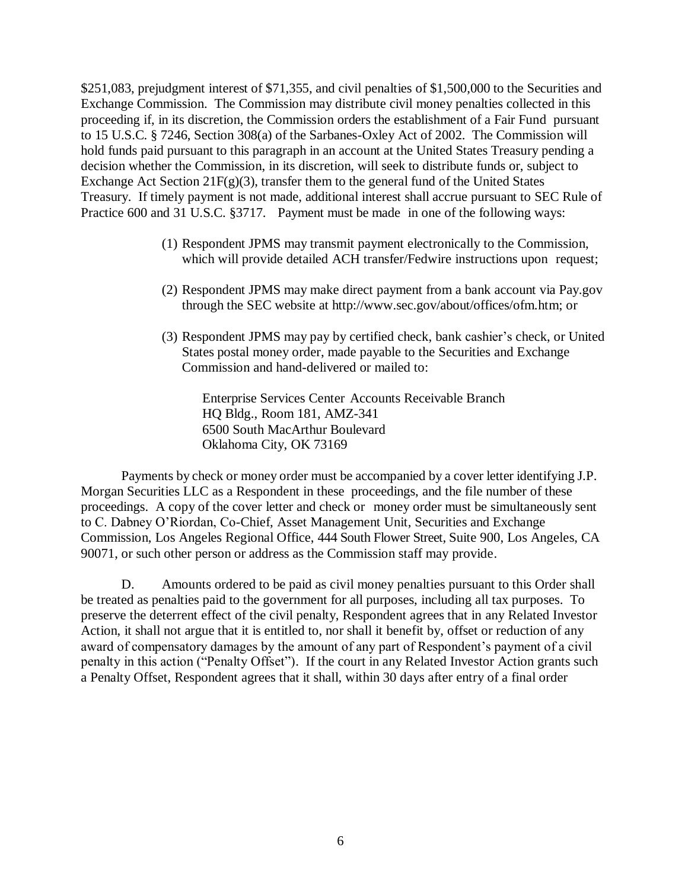$251,083, prejudgment interest of $71,355, and civil penalties of $1,500,000 to the Securities and Exchange Commission. The Commission may distribute civil money penalties collected in this proceeding if, in its discretion, the Commission orders the establishment of a Fair Fund pursuant to 15 U.S.C. § 7246, Section 308(a) of the Sarbanes-Oxley Act of 2002. The Commission will hold funds paid pursuant to this paragraph in an account at the United States Treasury pending a decision whether the Commission, in its discretion, will seek to distribute funds or, subject to Exchange Act Section 21F(g)(3), transfer them to the general fund of the United States Treasury. If timely payment is not made, additional interest shall accrue pursuant to SEC Rule of Practice 600 and 31 U.S.C. §3717. Payment must be made in one of the following ways:

(1) Respondent JPMS may transmit payment electronically to the Commission, which will provide detailed ACH transfer/Fedwire instructions upon request;

(2) Respondent JPMS may make direct payment from a bank account via Pay.gov through the SEC website at http://www.sec.gov/about/offices/ofm.htm; or

(3) Respondent JPMS may pay by certified check, bank cashier's check, or United States postal money order, made payable to the Securities and Exchange Commission and hand-delivered or mailed to:

Enterprise Services Center Accounts Receivable Branch
HQ Bldg., Room 181, AMZ-341
6500 South MacArthur Boulevard
Oklahoma City, OK 73169

Payments by check or money order must be accompanied by a cover letter identifying J.P. Morgan Securities LLC as a Respondent in these proceedings, and the file number of these proceedings. A copy of the cover letter and check or money order must be simultaneously sent to C. Dabney O'Riordan, Co-Chief, Asset Management Unit, Securities and Exchange Commission, Los Angeles Regional Office, 444 South Flower Street, Suite 900, Los Angeles, CA 90071, or such other person or address as the Commission staff may provide.

D. Amounts ordered to be paid as civil money penalties pursuant to this Order shall be treated as penalties paid to the government for all purposes, including all tax purposes. To preserve the deterrent effect of the civil penalty, Respondent agrees that in any Related Investor Action, it shall not argue that it is entitled to, nor shall it benefit by, offset or reduction of any award of compensatory damages by the amount of any part of Respondent's payment of a civil penalty in this action ("Penalty Offset"). If the court in any Related Investor Action grants such a Penalty Offset, Respondent agrees that it shall, within 30 days after entry of a final order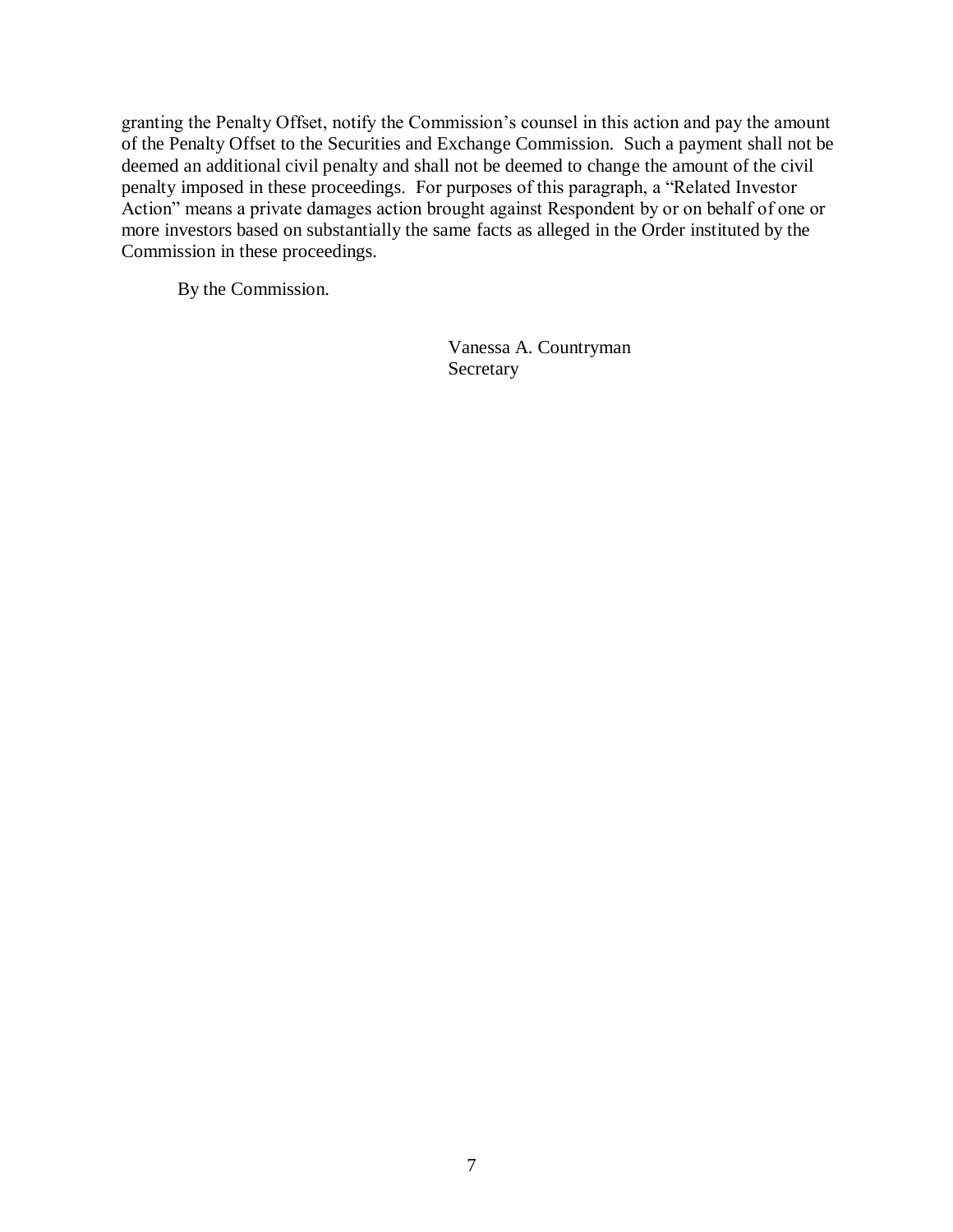granting the Penalty Offset, notify the Commission's counsel in this action and pay the amount of the Penalty Offset to the Securities and Exchange Commission. Such a payment shall not be deemed an additional civil penalty and shall not be deemed to change the amount of the civil penalty imposed in these proceedings. For purposes of this paragraph, a "Related Investor Action" means a private damages action brought against Respondent by or on behalf of one or more investors based on substantially the same facts as alleged in the Order instituted by the Commission in these proceedings.

By the Commission.

Vanessa A. Countryman
Secretary